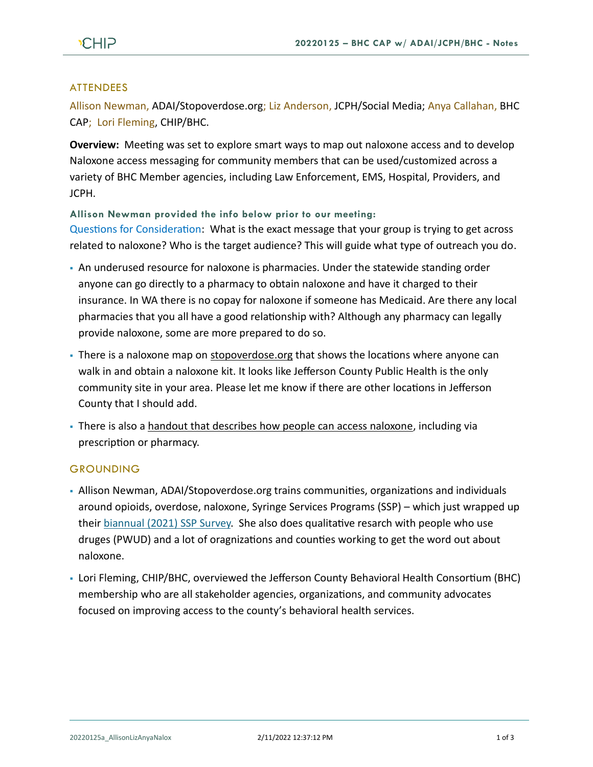## ATTENDEES

Allison Newman, ADAI/Stopoverdose.org; Liz Anderson, JCPH/Social Media; Anya Callahan, BHC CAP; Lori Fleming, CHIP/BHC.

**Overview:** Meeting was set to explore smart ways to map out naloxone access and to develop Naloxone access messaging for community members that can be used/customized across a variety of BHC Member agencies, including Law Enforcement, EMS, Hospital, Providers, and JCPH.

**Allison Newman provided the info below prior to our meeting:**

Questions for Consideration: What is the exact message that your group is trying to get across related to naloxone? Who is the target audience? This will guide what type of outreach you do.

- An underused resource for naloxone is pharmacies. Under the statewide standing order anyone can go directly to a pharmacy to obtain naloxone and have it charged to their insurance. In WA there is no copay for naloxone if someone has Medicaid. Are there any local pharmacies that you all have a good relationship with? Although any pharmacy can legally provide naloxone, some are more prepared to do so.
- There is a naloxone map on stopoverdose.org that shows the locations where anyone can walk in and obtain a naloxone kit. It looks like Jefferson County Public Health is the only community site in your area. Please let me know if there are other locations in Jefferson County that I should add.
- There is also a handout that describes how people can access naloxone, including via prescription or pharmacy.

## GROUNDING

- Allison Newman, ADAI/Stopoverdose.org trains communities, organizations and individuals around opioids, overdose, naloxone, Syringe Services Programs (SSP) – which just wrapped up their biannual (2021) SSP Survey. She also does qualitative resarch with people who use druges (PWUD) and a lot of oragnizations and counties working to get the word out about naloxone.
- Lori Fleming, CHIP/BHC, overviewed the Jefferson County Behavioral Health Consortium (BHC) membership who are all stakeholder agencies, organizations, and community advocates focused on improving access to the county's behavioral health services.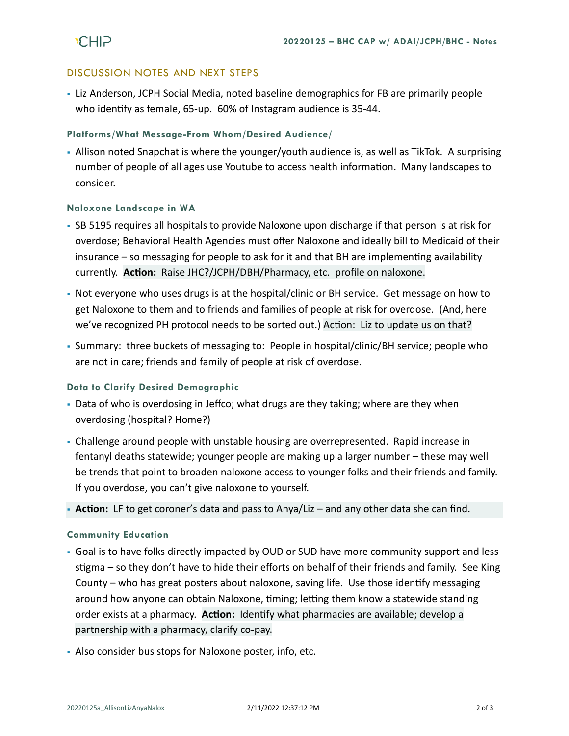## DISCUSSION NOTES AND NEXT STEPS

- Liz Anderson, JCPH Social Media, noted baseline demographics for FB are primarily people who identify as female, 65-up. 60% of Instagram audience is 35-44.

#### Platforms/What Message-From Whom/Desired Audience/

- Allison noted Snapchat is where the younger/youth audience is, as well as TikTok. A surprising number of people of all ages use Youtube to access health information. Many landscapes to consider.

#### Naloxone Landscape in WA

- SB 5195 requires all hospitals to provide Naloxone upon discharge if that person is at risk for overdose; Behavioral Health Agencies must offer Naloxone and ideally bill to Medicaid of their insurance – so messaging for people to ask for it and that BH are implementing availability currently. **Action:** Raise JHC?/JCPH/DBH/Pharmacy, etc. profile on naloxone.
- Not everyone who uses drugs is at the hospital/clinic or BH service. Get message on how to get Naloxone to them and to friends and families of people at risk for overdose. (And, here we've recognized PH protocol needs to be sorted out.) Action: Liz to update us on that?
- Summary: three buckets of messaging to: People in hospital/clinic/BH service; people who are not in care; friends and family of people at risk of overdose.

#### Data to Clarify Desired Demographic

- Data of who is overdosing in Jeffco; what drugs are they taking; where are they when overdosing (hospital? Home?)
- Challenge around people with unstable housing are overrepresented. Rapid increase in fentanyl deaths statewide; younger people are making up a larger number – these may well be trends that point to broaden naloxone access to younger folks and their friends and family. If you overdose, you can't give naloxone to yourself.
- **Action:** LF to get coroner's data and pass to Anya/Liz – and any other data she can find.

#### Community Education

- Goal is to have folks directly impacted by OUD or SUD have more community support and less stigma – so they don't have to hide their efforts on behalf of their friends and family. See King County – who has great posters about naloxone, saving life. Use those identify messaging around how anyone can obtain Naloxone, timing; letting them know a statewide standing order exists at a pharmacy. **Action:** Identify what pharmacies are available; develop a partnership with a pharmacy, clarify co-pay.
- Also consider bus stops for Naloxone poster, info, etc.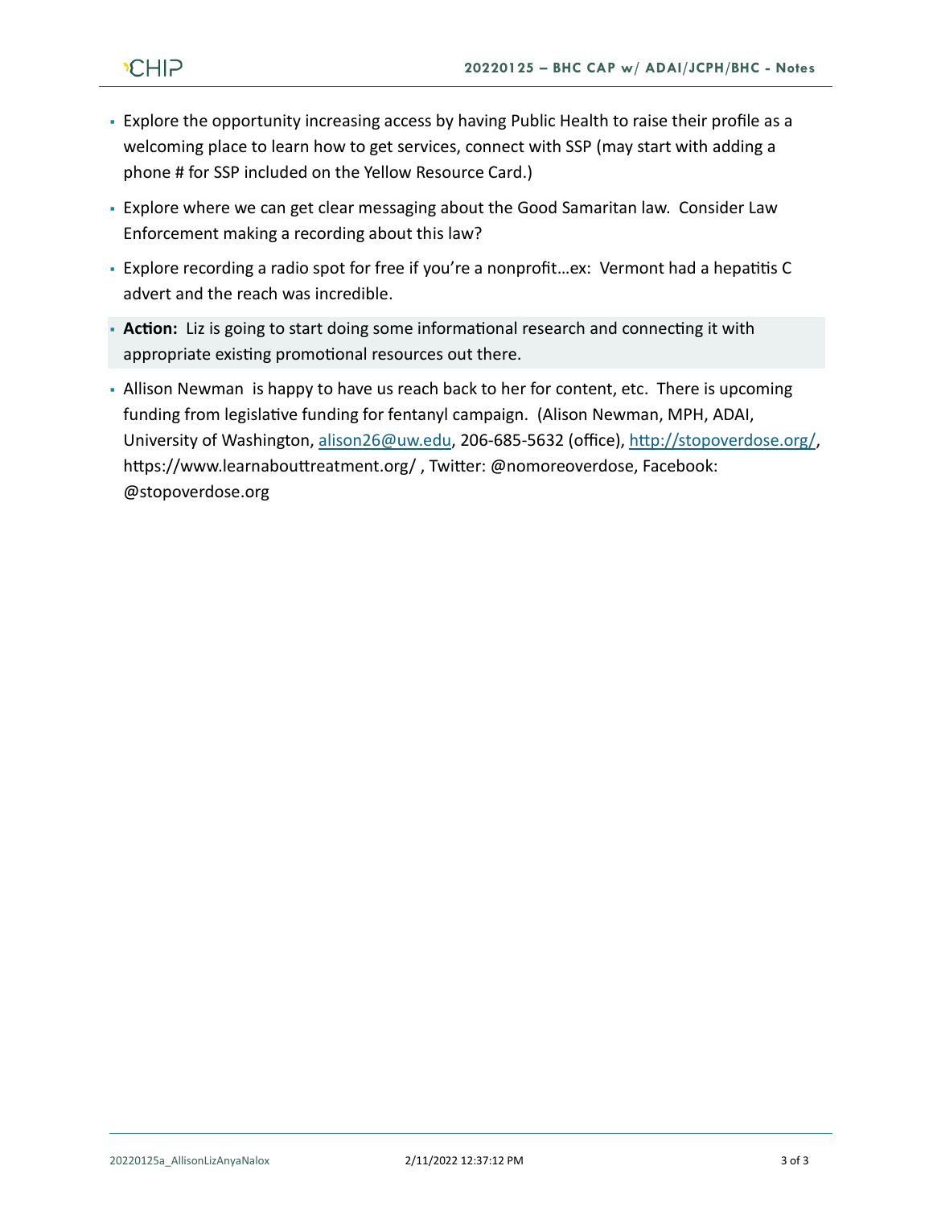- Explore the opportunity increasing access by having Public Health to raise their profile as a welcoming place to learn how to get services, connect with SSP (may start with adding a phone # for SSP included on the Yellow Resource Card.)
- Explore where we can get clear messaging about the Good Samaritan law. Consider Law Enforcement making a recording about this law?
- Explore recording a radio spot for free if you're a nonprofit…ex: Vermont had a hepatitis C advert and the reach was incredible.
- **Action:** Liz is going to start doing some informational research and connecting it with appropriate existing promotional resources out there.
- Allison Newman is happy to have us reach back to her for content, etc. There is upcoming funding from legislative funding for fentanyl campaign. (Alison Newman, MPH, ADAI, University of Washington, alison26@uw.edu, 206-685-5632 (office), http://stopoverdose.org/, https://www.learnabouttreatment.org/ , Twitter: @nomoreoverdose, Facebook: @stopoverdose.org